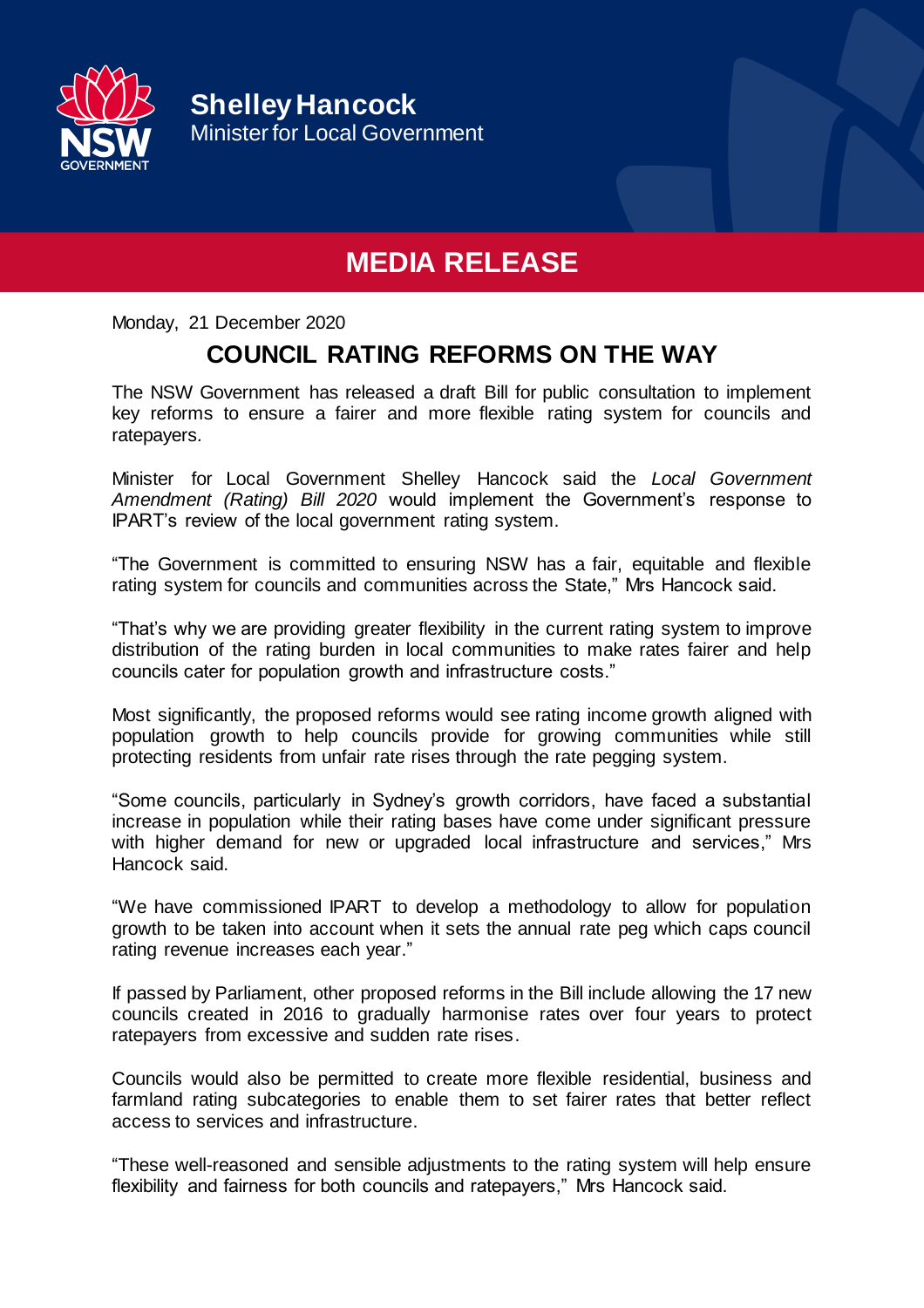**Shelley Hancock**
Minister for Local Government

# MEDIA RELEASE

Monday, 21 December 2020

## COUNCIL RATING REFORMS ON THE WAY

The NSW Government has released a draft Bill for public consultation to implement key reforms to ensure a fairer and more flexible rating system for councils and ratepayers.

Minister for Local Government Shelley Hancock said the *Local Government Amendment (Rating) Bill 2020* would implement the Government's response to IPART's review of the local government rating system.

"The Government is committed to ensuring NSW has a fair, equitable and flexible rating system for councils and communities across the State," Mrs Hancock said.

"That's why we are providing greater flexibility in the current rating system to improve distribution of the rating burden in local communities to make rates fairer and help councils cater for population growth and infrastructure costs."

Most significantly, the proposed reforms would see rating income growth aligned with population growth to help councils provide for growing communities while still protecting residents from unfair rate rises through the rate pegging system.

"Some councils, particularly in Sydney's growth corridors, have faced a substantial increase in population while their rating bases have come under significant pressure with higher demand for new or upgraded local infrastructure and services," Mrs Hancock said.

"We have commissioned IPART to develop a methodology to allow for population growth to be taken into account when it sets the annual rate peg which caps council rating revenue increases each year."

If passed by Parliament, other proposed reforms in the Bill include allowing the 17 new councils created in 2016 to gradually harmonise rates over four years to protect ratepayers from excessive and sudden rate rises.

Councils would also be permitted to create more flexible residential, business and farmland rating subcategories to enable them to set fairer rates that better reflect access to services and infrastructure.

"These well-reasoned and sensible adjustments to the rating system will help ensure flexibility and fairness for both councils and ratepayers," Mrs Hancock said.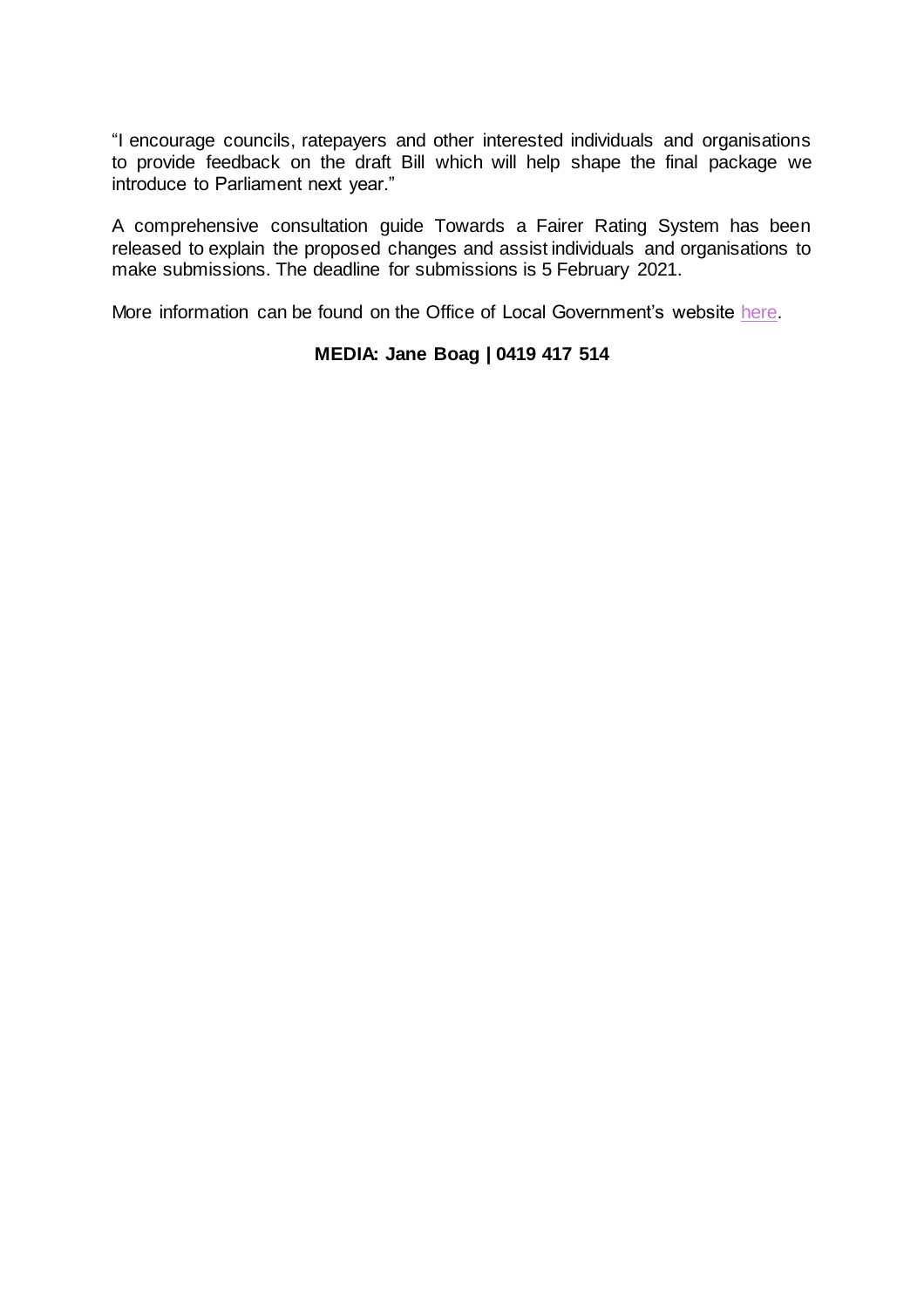"I encourage councils, ratepayers and other interested individuals and organisations to provide feedback on the draft Bill which will help shape the final package we introduce to Parliament next year."

A comprehensive consultation guide Towards a Fairer Rating System has been released to explain the proposed changes and assist individuals and organisations to make submissions. The deadline for submissions is 5 February 2021.

More information can be found on the Office of Local Government's website here.

**MEDIA: Jane Boag | 0419 417 514**